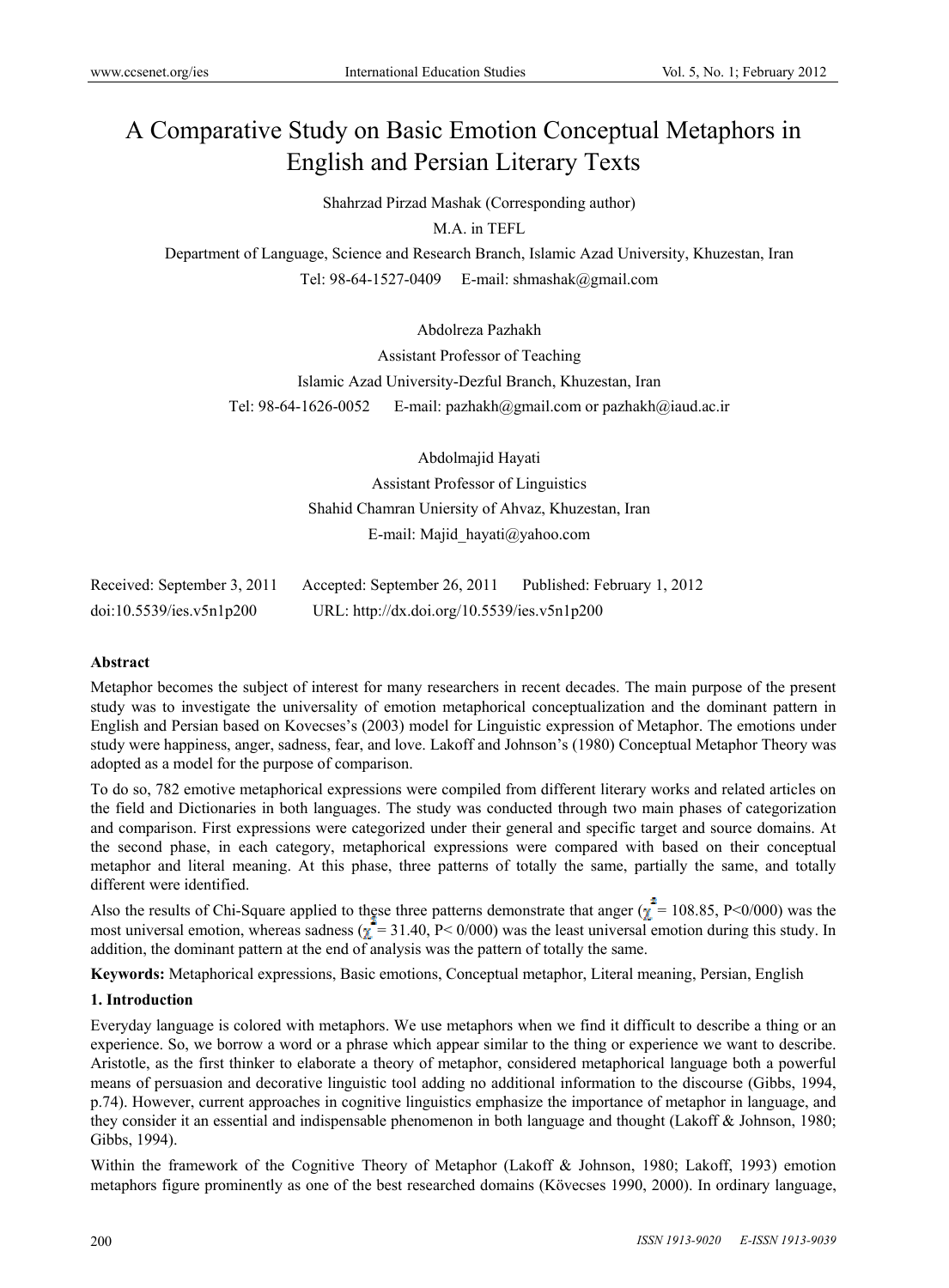# A Comparative Study on Basic Emotion Conceptual Metaphors in English and Persian Literary Texts

Shahrzad Pirzad Mashak (Corresponding author)

M.A. in TEFL

Department of Language, Science and Research Branch, Islamic Azad University, Khuzestan, Iran

Tel: 98-64-1527-0409 E-mail: shmashak@gmail.com

Abdolreza Pazhakh

Assistant Professor of Teaching

Islamic Azad University-Dezful Branch, Khuzestan, Iran

Tel: 98-64-1626-0052 E-mail: pazhakh@gmail.com or pazhakh@iaud.ac.ir

Abdolmajid Hayati

Assistant Professor of Linguistics

Shahid Chamran Uniersity of Ahvaz, Khuzestan, Iran

E-mail: Majid_hayati@yahoo.com

Received: September 3, 2011 Accepted: September 26, 2011 Published: February 1, 2012

doi:10.5539/ies.v5n1p200 URL: http://dx.doi.org/10.5539/ies.v5n1p200

**Abstract**

Metaphor becomes the subject of interest for many researchers in recent decades. The main purpose of the present study was to investigate the universality of emotion metaphorical conceptualization and the dominant pattern in English and Persian based on Kovecses's (2003) model for Linguistic expression of Metaphor. The emotions under study were happiness, anger, sadness, fear, and love. Lakoff and Johnson's (1980) Conceptual Metaphor Theory was adopted as a model for the purpose of comparison.

To do so, 782 emotive metaphorical expressions were compiled from different literary works and related articles on the field and Dictionaries in both languages. The study was conducted through two main phases of categorization and comparison. First expressions were categorized under their general and specific target and source domains. At the second phase, in each category, metaphorical expressions were compared with based on their conceptual metaphor and literal meaning. At this phase, three patterns of totally the same, partially the same, and totally different were identified.

Also the results of Chi-Square applied to these three patterns demonstrate that anger ($\chi^2$ = 108.85, P<0/000) was the most universal emotion, whereas sadness ($\chi^2$ = 31.40, P< 0/000) was the least universal emotion during this study. In addition, the dominant pattern at the end of analysis was the pattern of totally the same.

**Keywords:** Metaphorical expressions, Basic emotions, Conceptual metaphor, Literal meaning, Persian, English

## 1. Introduction

Everyday language is colored with metaphors. We use metaphors when we find it difficult to describe a thing or an experience. So, we borrow a word or a phrase which appear similar to the thing or experience we want to describe. Aristotle, as the first thinker to elaborate a theory of metaphor, considered metaphorical language both a powerful means of persuasion and decorative linguistic tool adding no additional information to the discourse (Gibbs, 1994, p.74). However, current approaches in cognitive linguistics emphasize the importance of metaphor in language, and they consider it an essential and indispensable phenomenon in both language and thought (Lakoff & Johnson, 1980; Gibbs, 1994).

Within the framework of the Cognitive Theory of Metaphor (Lakoff & Johnson, 1980; Lakoff, 1993) emotion metaphors figure prominently as one of the best researched domains (Kövecses 1990, 2000). In ordinary language,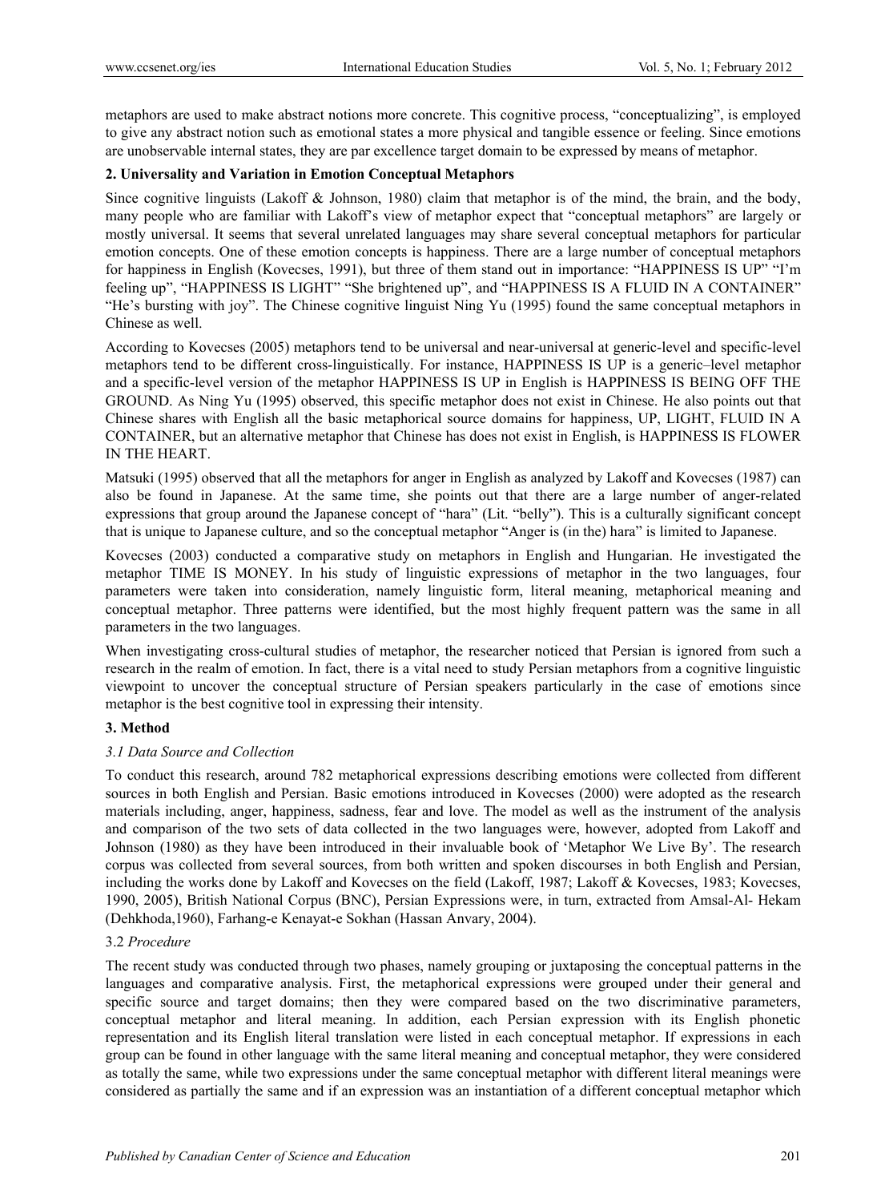metaphors are used to make abstract notions more concrete. This cognitive process, "conceptualizing", is employed to give any abstract notion such as emotional states a more physical and tangible essence or feeling. Since emotions are unobservable internal states, they are par excellence target domain to be expressed by means of metaphor.

## 2. Universality and Variation in Emotion Conceptual Metaphors

Since cognitive linguists (Lakoff & Johnson, 1980) claim that metaphor is of the mind, the brain, and the body, many people who are familiar with Lakoff's view of metaphor expect that "conceptual metaphors" are largely or mostly universal. It seems that several unrelated languages may share several conceptual metaphors for particular emotion concepts. One of these emotion concepts is happiness. There are a large number of conceptual metaphors for happiness in English (Kovecses, 1991), but three of them stand out in importance: "HAPPINESS IS UP" "I'm feeling up", "HAPPINESS IS LIGHT" "She brightened up", and "HAPPINESS IS A FLUID IN A CONTAINER" "He's bursting with joy". The Chinese cognitive linguist Ning Yu (1995) found the same conceptual metaphors in Chinese as well.

According to Kovecses (2005) metaphors tend to be universal and near-universal at generic-level and specific-level metaphors tend to be different cross-linguistically. For instance, HAPPINESS IS UP is a generic–level metaphor and a specific-level version of the metaphor HAPPINESS IS UP in English is HAPPINESS IS BEING OFF THE GROUND. As Ning Yu (1995) observed, this specific metaphor does not exist in Chinese. He also points out that Chinese shares with English all the basic metaphorical source domains for happiness, UP, LIGHT, FLUID IN A CONTAINER, but an alternative metaphor that Chinese has does not exist in English, is HAPPINESS IS FLOWER IN THE HEART.

Matsuki (1995) observed that all the metaphors for anger in English as analyzed by Lakoff and Kovecses (1987) can also be found in Japanese. At the same time, she points out that there are a large number of anger-related expressions that group around the Japanese concept of "hara" (Lit. "belly"). This is a culturally significant concept that is unique to Japanese culture, and so the conceptual metaphor "Anger is (in the) hara" is limited to Japanese.

Kovecses (2003) conducted a comparative study on metaphors in English and Hungarian. He investigated the metaphor TIME IS MONEY. In his study of linguistic expressions of metaphor in the two languages, four parameters were taken into consideration, namely linguistic form, literal meaning, metaphorical meaning and conceptual metaphor. Three patterns were identified, but the most highly frequent pattern was the same in all parameters in the two languages.

When investigating cross-cultural studies of metaphor, the researcher noticed that Persian is ignored from such a research in the realm of emotion. In fact, there is a vital need to study Persian metaphors from a cognitive linguistic viewpoint to uncover the conceptual structure of Persian speakers particularly in the case of emotions since metaphor is the best cognitive tool in expressing their intensity.

## 3. Method

### *3.1 Data Source and Collection*

To conduct this research, around 782 metaphorical expressions describing emotions were collected from different sources in both English and Persian. Basic emotions introduced in Kovecses (2000) were adopted as the research materials including, anger, happiness, sadness, fear and love. The model as well as the instrument of the analysis and comparison of the two sets of data collected in the two languages were, however, adopted from Lakoff and Johnson (1980) as they have been introduced in their invaluable book of 'Metaphor We Live By'. The research corpus was collected from several sources, from both written and spoken discourses in both English and Persian, including the works done by Lakoff and Kovecses on the field (Lakoff, 1987; Lakoff & Kovecses, 1983; Kovecses, 1990, 2005), British National Corpus (BNC), Persian Expressions were, in turn, extracted from Amsal-Al- Hekam (Dehkhoda,1960), Farhang-e Kenayat-e Sokhan (Hassan Anvary, 2004).

### 3.2 *Procedure*

The recent study was conducted through two phases, namely grouping or juxtaposing the conceptual patterns in the languages and comparative analysis. First, the metaphorical expressions were grouped under their general and specific source and target domains; then they were compared based on the two discriminative parameters, conceptual metaphor and literal meaning. In addition, each Persian expression with its English phonetic representation and its English literal translation were listed in each conceptual metaphor. If expressions in each group can be found in other language with the same literal meaning and conceptual metaphor, they were considered as totally the same, while two expressions under the same conceptual metaphor with different literal meanings were considered as partially the same and if an expression was an instantiation of a different conceptual metaphor which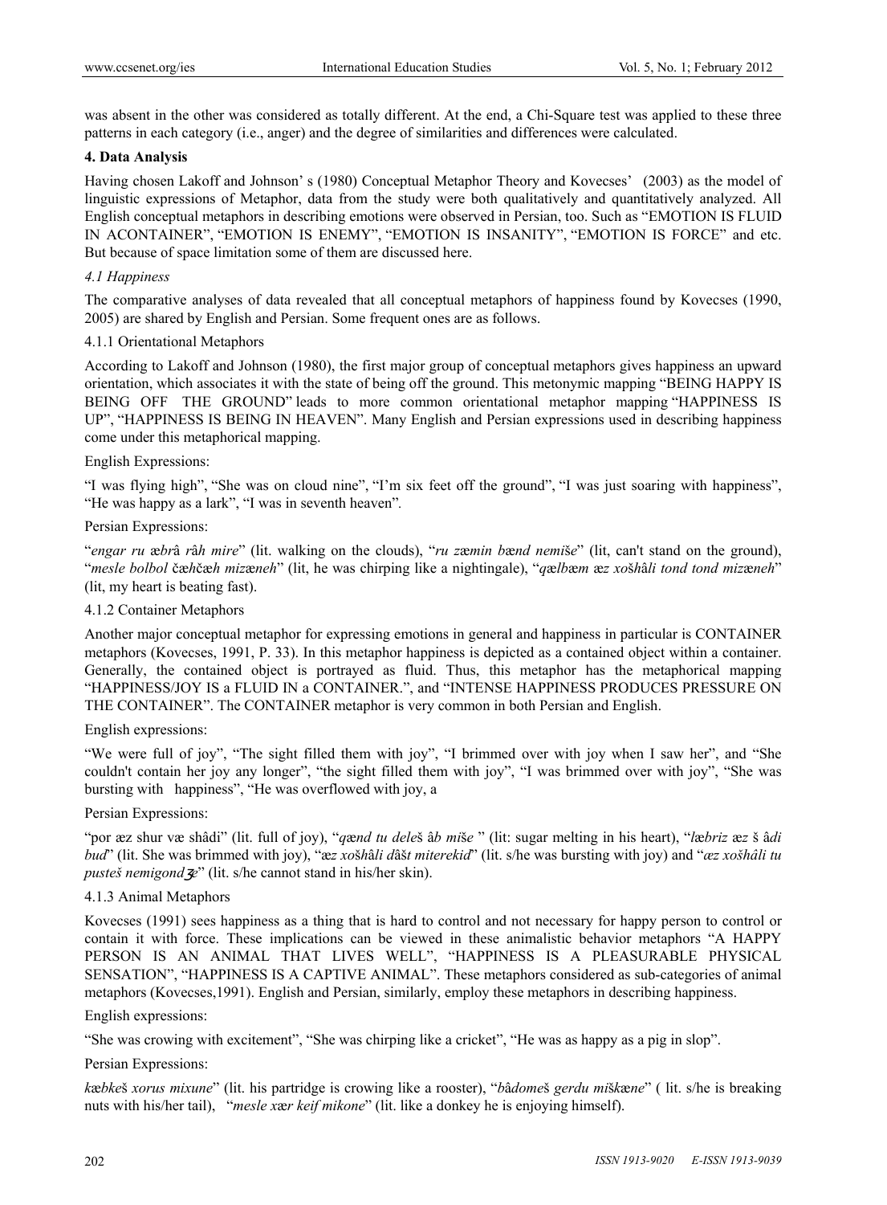was absent in the other was considered as totally different. At the end, a Chi-Square test was applied to these three patterns in each category (i.e., anger) and the degree of similarities and differences were calculated.

## 4. Data Analysis

Having chosen Lakoff and Johnson' s (1980) Conceptual Metaphor Theory and Kovecses' (2003) as the model of linguistic expressions of Metaphor, data from the study were both qualitatively and quantitatively analyzed. All English conceptual metaphors in describing emotions were observed in Persian, too. Such as "EMOTION IS FLUID IN ACONTAINER", "EMOTION IS ENEMY", "EMOTION IS INSANITY", "EMOTION IS FORCE" and etc. But because of space limitation some of them are discussed here.

### *4.1 Happiness*

The comparative analyses of data revealed that all conceptual metaphors of happiness found by Kovecses (1990, 2005) are shared by English and Persian. Some frequent ones are as follows.

#### 4.1.1 Orientational Metaphors

According to Lakoff and Johnson (1980), the first major group of conceptual metaphors gives happiness an upward orientation, which associates it with the state of being off the ground. This metonymic mapping "BEING HAPPY IS BEING OFF THE GROUND" leads to more common orientational metaphor mapping "HAPPINESS IS UP", "HAPPINESS IS BEING IN HEAVEN". Many English and Persian expressions used in describing happiness come under this metaphorical mapping.

English Expressions:

"I was flying high", "She was on cloud nine", "I'm six feet off the ground", "I was just soaring with happiness", "He was happy as a lark", "I was in seventh heaven".

Persian Expressions:

"*engar ru æbrâ râh mire*" (lit. walking on the clouds), "*ru zæmin bænd nemiše*" (lit, can't stand on the ground), "*mesle bolbol čæhčæh mizæneh*" (lit, he was chirping like a nightingale), "*qælbæm æz xošhâli tond tond mizæneh*" (lit, my heart is beating fast).

#### 4.1.2 Container Metaphors

Another major conceptual metaphor for expressing emotions in general and happiness in particular is CONTAINER metaphors (Kovecses, 1991, P. 33). In this metaphor happiness is depicted as a contained object within a container. Generally, the contained object is portrayed as fluid. Thus, this metaphor has the metaphorical mapping "HAPPINESS/JOY IS a FLUID IN a CONTAINER.", and "INTENSE HAPPINESS PRODUCES PRESSURE ON THE CONTAINER". The CONTAINER metaphor is very common in both Persian and English.

English expressions:

"We were full of joy", "The sight filled them with joy", "I brimmed over with joy when I saw her", and "She couldn't contain her joy any longer", "the sight filled them with joy", "I was brimmed over with joy", "She was bursting with happiness", "He was overflowed with joy, a

Persian Expressions:

"por æz shur væ shâdi" (lit. full of joy), "*qænd tu deleš âb miše* " (lit: sugar melting in his heart), "*læbriz æz* š â*di bud*" (lit. She was brimmed with joy), "*æz xošhâli dâšt miterekid*" (lit. s/he was bursting with joy) and "*æz xošhâli tu pusteš nemigondʒæ*" (lit. s/he cannot stand in his/her skin).

#### 4.1.3 Animal Metaphors

Kovecses (1991) sees happiness as a thing that is hard to control and not necessary for happy person to control or contain it with force. These implications can be viewed in these animalistic behavior metaphors "A HAPPY PERSON IS AN ANIMAL THAT LIVES WELL", "HAPPINESS IS A PLEASURABLE PHYSICAL SENSATION", "HAPPINESS IS A CAPTIVE ANIMAL". These metaphors considered as sub-categories of animal metaphors (Kovecses,1991). English and Persian, similarly, employ these metaphors in describing happiness.

English expressions:

"She was crowing with excitement", "She was chirping like a cricket", "He was as happy as a pig in slop".

Persian Expressions:

*kæbkeš xorus mixune*" (lit. his partridge is crowing like a rooster), "*bâdomeš gerdu miškæne*" ( lit. s/he is breaking nuts with his/her tail), "*mesle xær keif mikone*" (lit. like a donkey he is enjoying himself).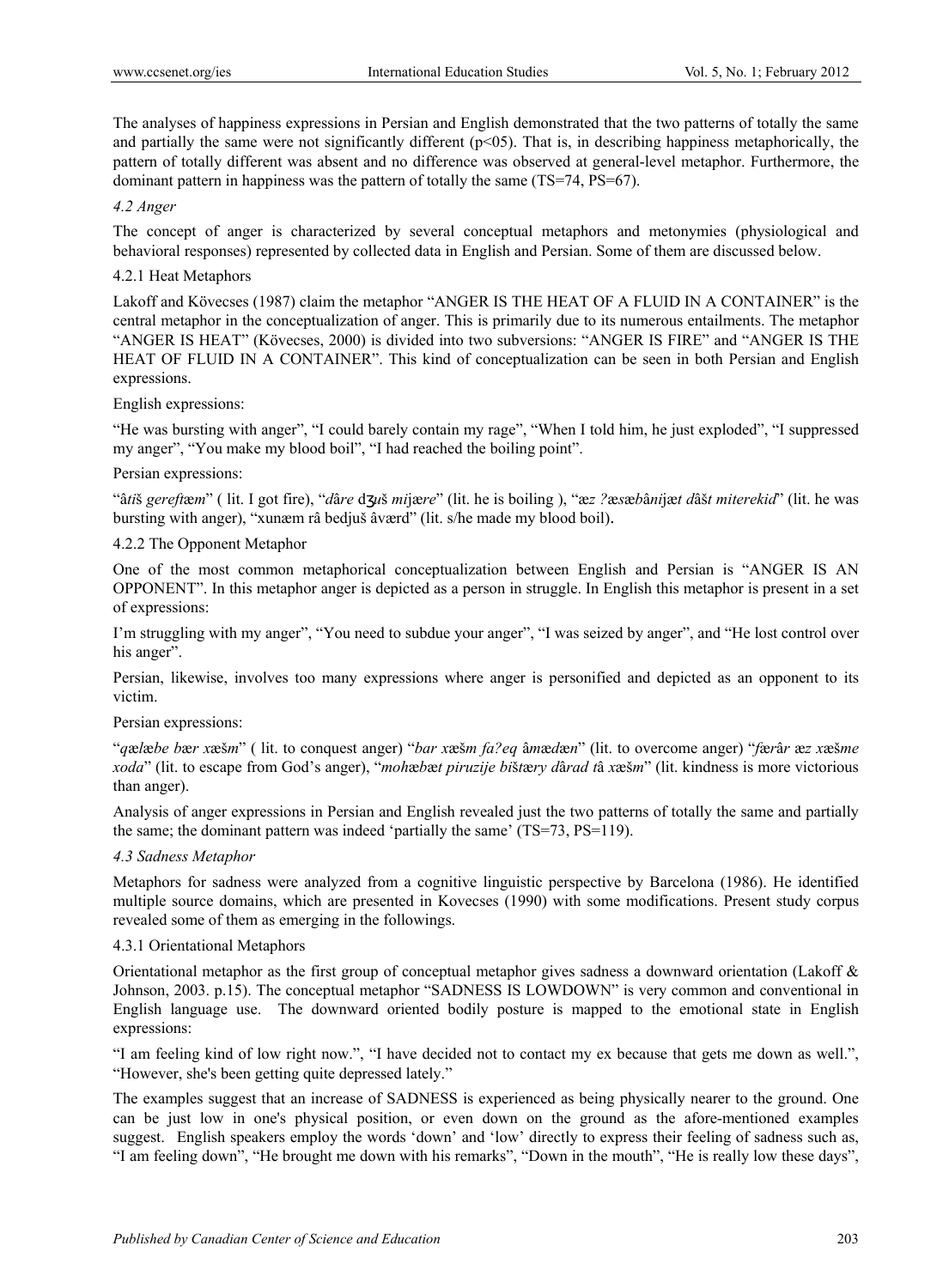The analyses of happiness expressions in Persian and English demonstrated that the two patterns of totally the same and partially the same were not significantly different ($p<05$). That is, in describing happiness metaphorically, the pattern of totally different was absent and no difference was observed at general-level metaphor. Furthermore, the dominant pattern in happiness was the pattern of totally the same (TS=74, PS=67).

### *4.2 Anger*

The concept of anger is characterized by several conceptual metaphors and metonymies (physiological and behavioral responses) represented by collected data in English and Persian. Some of them are discussed below.

#### 4.2.1 Heat Metaphors

Lakoff and Kövecses (1987) claim the metaphor "ANGER IS THE HEAT OF A FLUID IN A CONTAINER" is the central metaphor in the conceptualization of anger. This is primarily due to its numerous entailments. The metaphor "ANGER IS HEAT" (Kövecses, 2000) is divided into two subversions: "ANGER IS FIRE" and "ANGER IS THE HEAT OF FLUID IN A CONTAINER". This kind of conceptualization can be seen in both Persian and English expressions.

English expressions:

"He was bursting with anger", "I could barely contain my rage", "When I told him, he just exploded", "I suppressed my anger", "You make my blood boil", "I had reached the boiling point".

Persian expressions:

"â*ti*š *gereftæm*" ( lit. I got fire), "*dâre* dʒ*u*š *mi*j*ære*" (lit. he is boiling ), "*æz ?æsæb*â*ni*j*æt d*â*š*t *miterekid*" (lit. he was bursting with anger), "xunæm râ bedjuš âværd" (lit. s/he made my blood boil).

#### 4.2.2 The Opponent Metaphor

One of the most common metaphorical conceptualization between English and Persian is "ANGER IS AN OPPONENT". In this metaphor anger is depicted as a person in struggle. In English this metaphor is present in a set of expressions:

I'm struggling with my anger", "You need to subdue your anger", "I was seized by anger", and "He lost control over his anger".

Persian, likewise, involves too many expressions where anger is personified and depicted as an opponent to its victim.

Persian expressions:

"*qælæbe bær xæ*š*m*" ( lit. to conquest anger) "*bar xæ*š*m fa?eq* â*mædæn*" (lit. to overcome anger) "*fær*â*r æz xæ*š*me xoda*" (lit. to escape from God's anger), "*mohæbæt piruzije bi*š*tæry d*â*rad t*â *xæ*š*m*" (lit. kindness is more victorious than anger).

Analysis of anger expressions in Persian and English revealed just the two patterns of totally the same and partially the same; the dominant pattern was indeed 'partially the same' (TS=73, PS=119).

### *4.3 Sadness Metaphor*

Metaphors for sadness were analyzed from a cognitive linguistic perspective by Barcelona (1986). He identified multiple source domains, which are presented in Kovecses (1990) with some modifications. Present study corpus revealed some of them as emerging in the followings.

#### 4.3.1 Orientational Metaphors

Orientational metaphor as the first group of conceptual metaphor gives sadness a downward orientation (Lakoff & Johnson, 2003. p.15). The conceptual metaphor "SADNESS IS LOWDOWN" is very common and conventional in English language use. The downward oriented bodily posture is mapped to the emotional state in English expressions:

"I am feeling kind of low right now.", "I have decided not to contact my ex because that gets me down as well.", "However, she's been getting quite depressed lately."

The examples suggest that an increase of SADNESS is experienced as being physically nearer to the ground. One can be just low in one's physical position, or even down on the ground as the afore-mentioned examples suggest. English speakers employ the words 'down' and 'low' directly to express their feeling of sadness such as, "I am feeling down", "He brought me down with his remarks", "Down in the mouth", "He is really low these days",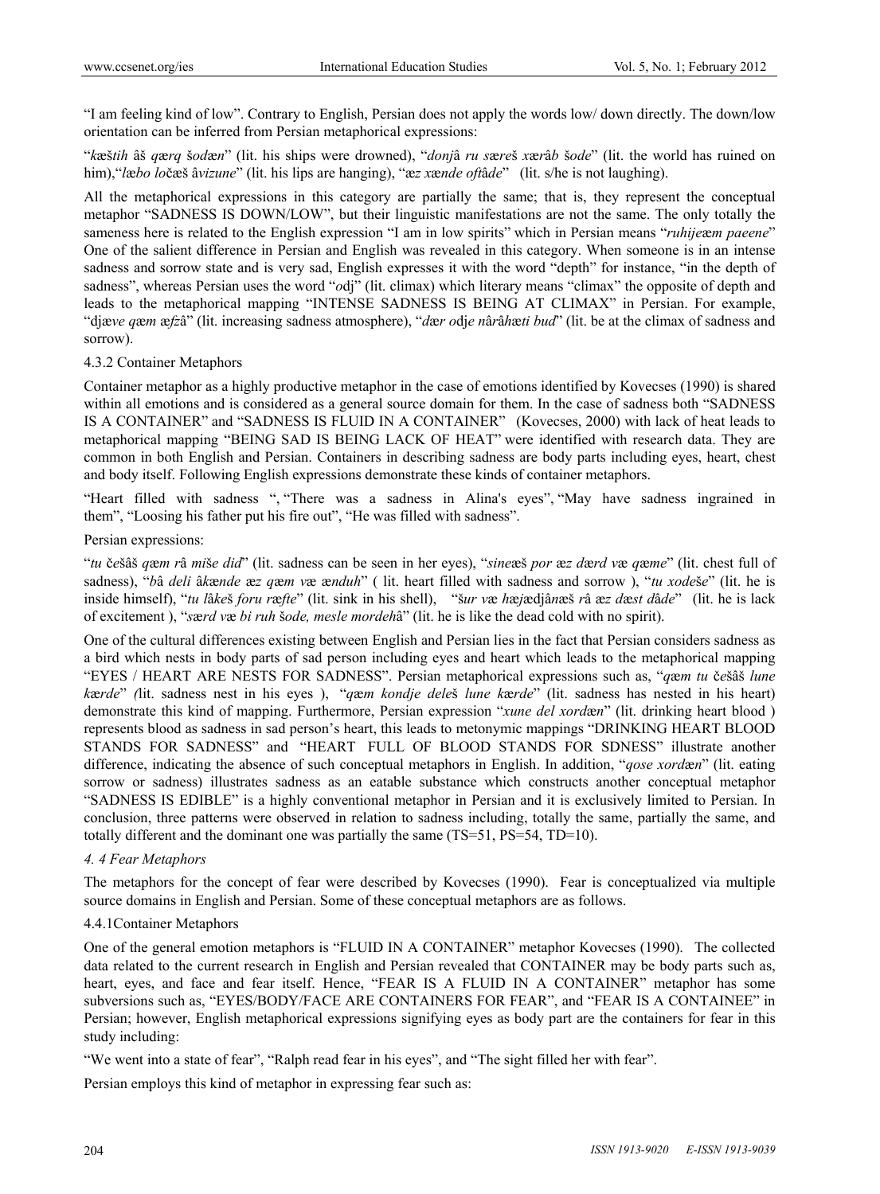"I am feeling kind of low". Contrary to English, Persian does not apply the words low/ down directly. The down/low orientation can be inferred from Persian metaphorical expressions:

"*kæštih* âš *qærq* š*odæn*" (lit. his ships were drowned), "*donj*â *ru sære*š *xær*â*b* š*ode*" (lit. the world has ruined on him),"*læbo lo*čæš â*vizune*" (lit. his lips are hanging), "*æz xænde oft*â*de*" (lit. s/he is not laughing).

All the metaphorical expressions in this category are partially the same; that is, they represent the conceptual metaphor "SADNESS IS DOWN/LOW", but their linguistic manifestations are not the same. The only totally the sameness here is related to the English expression "I am in low spirits" which in Persian means "*ruhijeæm paeene*" One of the salient difference in Persian and English was revealed in this category. When someone is in an intense sadness and sorrow state and is very sad, English expresses it with the word "depth" for instance, "in the depth of sadness", whereas Persian uses the word "*o*dj" (lit. climax) which literary means "climax" the opposite of depth and leads to the metaphorical mapping "INTENSE SADNESS IS BEING AT CLIMAX" in Persian. For example, "djæ*ve qæm æfz*â" (lit. increasing sadness atmosphere), "*dær o*dj*e n*â*r*â*hæti bud*" (lit. be at the climax of sadness and sorrow).

### 4.3.2 Container Metaphors

Container metaphor as a highly productive metaphor in the case of emotions identified by Kovecses (1990) is shared within all emotions and is considered as a general source domain for them. In the case of sadness both "SADNESS IS A CONTAINER" and "SADNESS IS FLUID IN A CONTAINER" (Kovecses, 2000) with lack of heat leads to metaphorical mapping "BEING SAD IS BEING LACK OF HEAT" were identified with research data. They are common in both English and Persian. Containers in describing sadness are body parts including eyes, heart, chest and body itself. Following English expressions demonstrate these kinds of container metaphors.

"Heart filled with sadness ", "There was a sadness in Alina's eyes", "May have sadness ingrained in them", "Loosing his father put his fire out", "He was filled with sadness".

Persian expressions:

"*tu* čšâš *qæm r*â *mi*š*e did*" (lit. sadness can be seen in her eyes), "*sine*æš *por æz dærd væ qæme*" (lit. chest full of sadness), "*b*â *deli* â*kænde æz qæm væ ænduh*" ( lit. heart filled with sadness and sorrow ), "*tu xode*š*e*" (lit. he is inside himself), "*tu l*â*ke*š *foru ræfte*" (lit. sink in his shell), "š*ur væ hæjædj*â*n*æš *r*â *æz dæst d*â*de*" (lit. he is lack of excitement ), "*særd væ bi ruh* š*ode, mesle mordeh*â" (lit. he is like the dead cold with no spirit).

One of the cultural differences existing between English and Persian lies in the fact that Persian considers sadness as a bird which nests in body parts of sad person including eyes and heart which leads to the metaphorical mapping "EYES / HEART ARE NESTS FOR SADNESS". Persian metaphorical expressions such as, "*qæm tu* čšâš *lune kærde*" *(*lit. sadness nest in his eyes ), "*qæm kondje dele*š *lune kærde*" (lit. sadness has nested in his heart) demonstrate this kind of mapping. Furthermore, Persian expression "*xune del xordæn*" (lit. drinking heart blood ) represents blood as sadness in sad person's heart, this leads to metonymic mappings "DRINKING HEART BLOOD STANDS FOR SADNESS" and "HEART FULL OF BLOOD STANDS FOR SDNESS" illustrate another difference, indicating the absence of such conceptual metaphors in English. In addition, "*qose xordæn*" (lit. eating sorrow or sadness) illustrates sadness as an eatable substance which constructs another conceptual metaphor "SADNESS IS EDIBLE" is a highly conventional metaphor in Persian and it is exclusively limited to Persian. In conclusion, three patterns were observed in relation to sadness including, totally the same, partially the same, and totally different and the dominant one was partially the same (TS=51, PS=54, TD=10).

### *4. 4 Fear Metaphors*

The metaphors for the concept of fear were described by Kovecses (1990). Fear is conceptualized via multiple source domains in English and Persian. Some of these conceptual metaphors are as follows.

### 4.4.1Container Metaphors

One of the general emotion metaphors is "FLUID IN A CONTAINER" metaphor Kovecses (1990). The collected data related to the current research in English and Persian revealed that CONTAINER may be body parts such as, heart, eyes, and face and fear itself. Hence, "FEAR IS A FLUID IN A CONTAINER" metaphor has some subversions such as, "EYES/BODY/FACE ARE CONTAINERS FOR FEAR", and "FEAR IS A CONTAINEE" in Persian; however, English metaphorical expressions signifying eyes as body part are the containers for fear in this study including:

"We went into a state of fear", "Ralph read fear in his eyes", and "The sight filled her with fear".

Persian employs this kind of metaphor in expressing fear such as: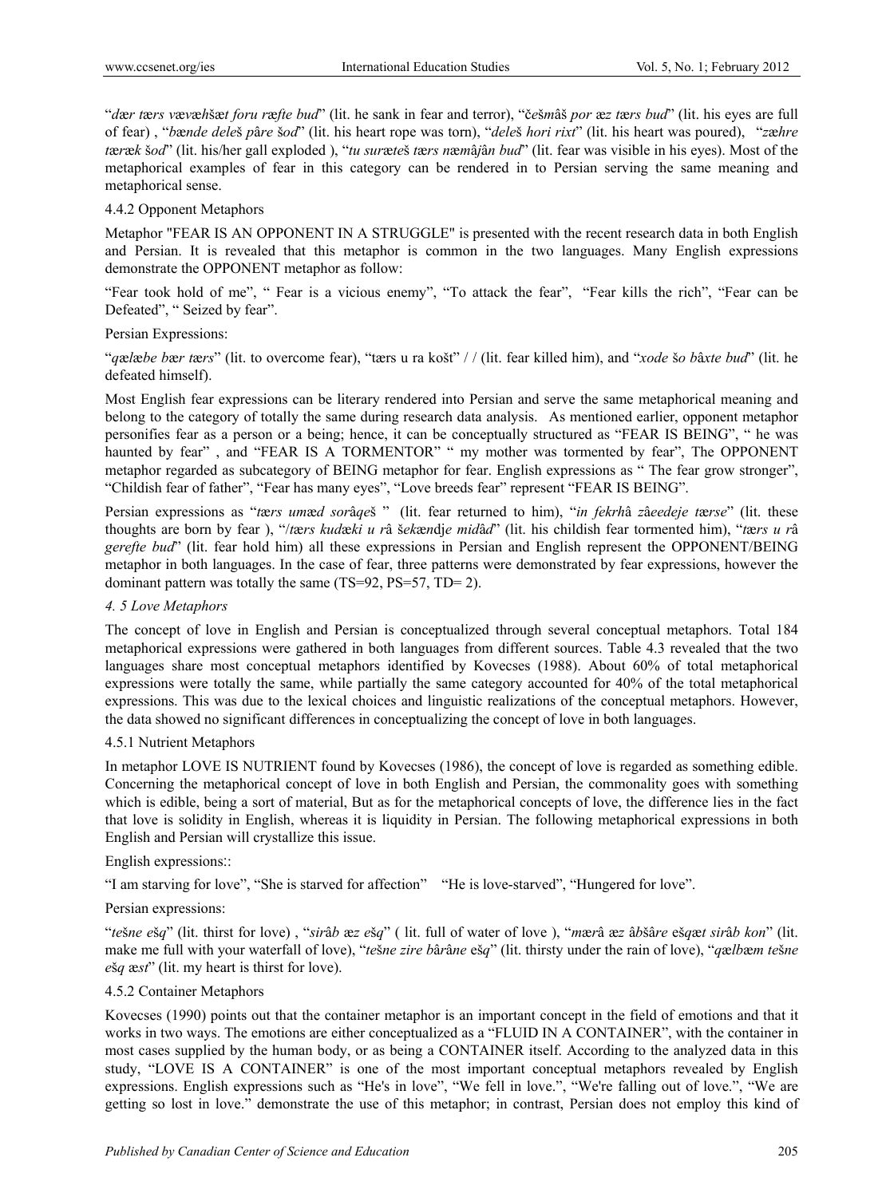"*dær tærs væv***æh***šæt foru ræfte bud*" (lit. he sank in fear and terror), "*češ***m***âš por æz tærs bud*" (lit. his eyes are full of fear) , "*bænde dele*š *p***â***re* š*od*" (lit. his heart rope was torn), "*dele*š *hori rixt*" (lit. his heart was poured), "*zæhre tæræk* š*od*" (lit. his/her gall exploded ), "*tu suræte*š *tærs næm***â***j***â***n bud*" (lit. fear was visible in his eyes). Most of the metaphorical examples of fear in this category can be rendered in to Persian serving the same meaning and metaphorical sense.

4.4.2 Opponent Metaphors

Metaphor "FEAR IS AN OPPONENT IN A STRUGGLE" is presented with the recent research data in both English and Persian. It is revealed that this metaphor is common in the two languages. Many English expressions demonstrate the OPPONENT metaphor as follow:

"Fear took hold of me", " Fear is a vicious enemy", "To attack the fear", "Fear kills the rich", "Fear can be Defeated", " Seized by fear".

Persian Expressions:

"*qælæbe bær tærs*" (lit. to overcome fear), "tærs u ra košt" / / (lit. fear killed him), and "*xode* š*o b***â***xte bud*" (lit. he defeated himself).

Most English fear expressions can be literary rendered into Persian and serve the same metaphorical meaning and belong to the category of totally the same during research data analysis. As mentioned earlier, opponent metaphor personifies fear as a person or a being; hence, it can be conceptually structured as "FEAR IS BEING", " he was haunted by fear" , and "FEAR IS A TORMENTOR" " my mother was tormented by fear", The OPPONENT metaphor regarded as subcategory of BEING metaphor for fear. English expressions as " The fear grow stronger", "Childish fear of father", "Fear has many eyes", "Love breeds fear" represent "FEAR IS BEING".

Persian expressions as "*tærs umæd sor***â***qe*š " (lit. fear returned to him), "*in fekrh***â** *z***â***eedeje tærse*" (lit. these thoughts are born by fear ), "/*tærs kudæki u r***â** š*ekænd*j*e mid***â***d*" (lit. his childish fear tormented him), "*tærs u r***â** *gerefte bud*" (lit. fear hold him) all these expressions in Persian and English represent the OPPONENT/BEING metaphor in both languages. In the case of fear, three patterns were demonstrated by fear expressions, however the dominant pattern was totally the same (TS=92, PS=57, TD= 2).

### *4. 5 Love Metaphors*

The concept of love in English and Persian is conceptualized through several conceptual metaphors. Total 184 metaphorical expressions were gathered in both languages from different sources. Table 4.3 revealed that the two languages share most conceptual metaphors identified by Kovecses (1988). About 60% of total metaphorical expressions were totally the same, while partially the same category accounted for 40% of the total metaphorical expressions. This was due to the lexical choices and linguistic realizations of the conceptual metaphors. However, the data showed no significant differences in conceptualizing the concept of love in both languages.

4.5.1 Nutrient Metaphors

In metaphor LOVE IS NUTRIENT found by Kovecses (1986), the concept of love is regarded as something edible. Concerning the metaphorical concept of love in both English and Persian, the commonality goes with something which is edible, being a sort of material, But as for the metaphorical concepts of love, the difference lies in the fact that love is solidity in English, whereas it is liquidity in Persian. The following metaphorical expressions in both English and Persian will crystallize this issue.

English expressions::

"I am starving for love", "She is starved for affection" "He is love-starved", "Hungered for love".

Persian expressions:

"*te*š*ne e*š*q*" (lit. thirst for love) , "*sir***â***b æz e*š*q*" ( lit. full of water of love ), "*mær***â** *æz* **â***b*š**â***re* e*šqæt sir***â***b kon*" (lit. make me full with your waterfall of love), "*te*š*ne zire b***â***r***â***ne* e*šq*" (lit. thirsty under the rain of love), "*qælbæm te*š*ne e*š*q æst*" (lit. my heart is thirst for love).

4.5.2 Container Metaphors

Kovecses (1990) points out that the container metaphor is an important concept in the field of emotions and that it works in two ways. The emotions are either conceptualized as a "FLUID IN A CONTAINER", with the container in most cases supplied by the human body, or as being a CONTAINER itself. According to the analyzed data in this study, "LOVE IS A CONTAINER" is one of the most important conceptual metaphors revealed by English expressions. English expressions such as "He's in love", "We fell in love.", "We're falling out of love.", "We are getting so lost in love." demonstrate the use of this metaphor; in contrast, Persian does not employ this kind of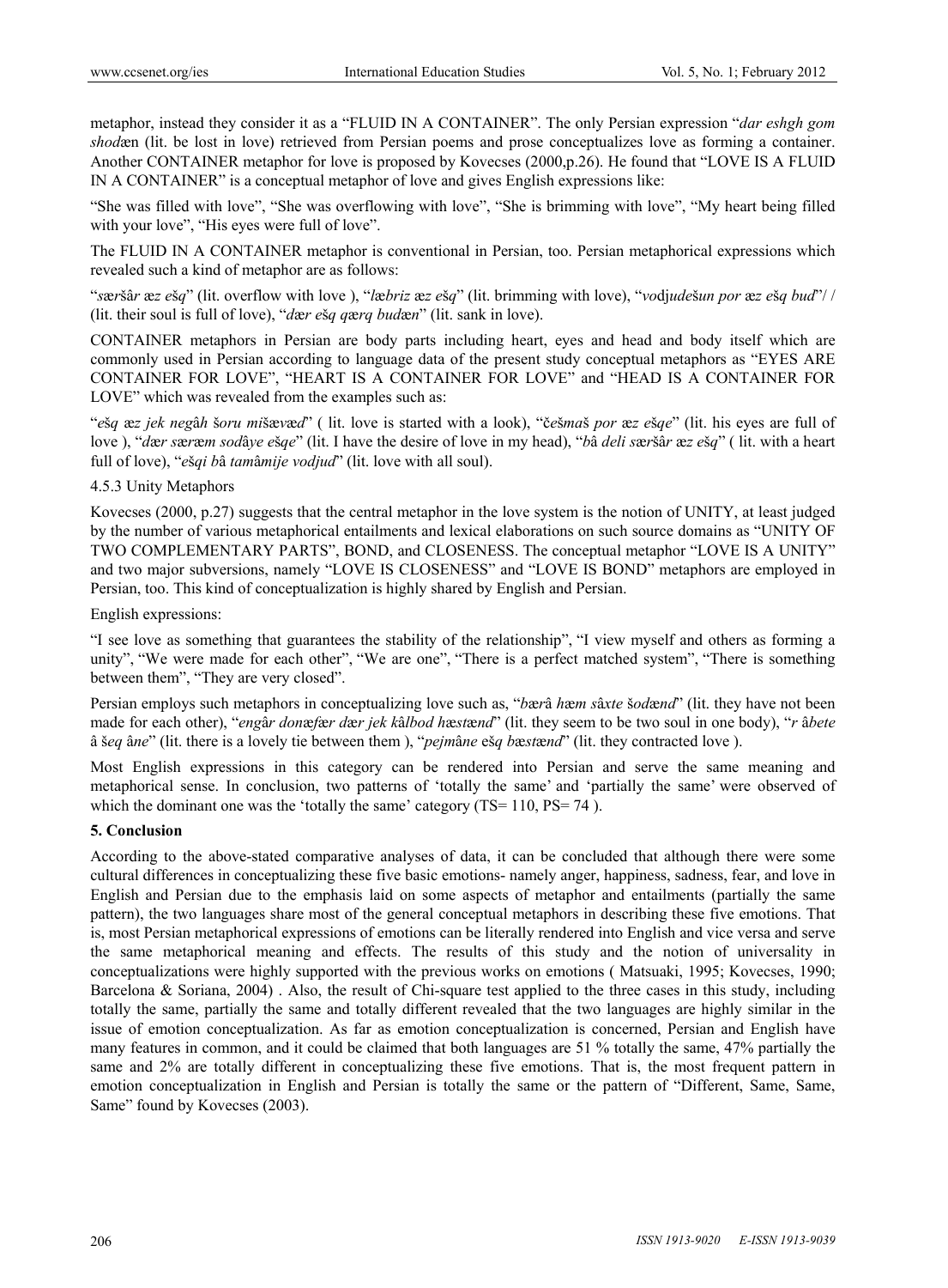metaphor, instead they consider it as a "FLUID IN A CONTAINER". The only Persian expression "*dar eshgh gom shod*æn (lit. be lost in love) retrieved from Persian poems and prose conceptualizes love as forming a container. Another CONTAINER metaphor for love is proposed by Kovecses (2000,p.26). He found that "LOVE IS A FLUID IN A CONTAINER" is a conceptual metaphor of love and gives English expressions like:

"She was filled with love", "She was overflowing with love", "She is brimming with love", "My heart being filled with your love", "His eyes were full of love".

The FLUID IN A CONTAINER metaphor is conventional in Persian, too. Persian metaphorical expressions which revealed such a kind of metaphor are as follows:

"*særšâr æz ešq*" (lit. overflow with love ), "*læbriz æz ešq*" (lit. brimming with love), "*vodjudešun por æz ešq bud*"/ / (lit. their soul is full of love), "*dær ešq qærq budæn*" (lit. sank in love).

CONTAINER metaphors in Persian are body parts including heart, eyes and head and body itself which are commonly used in Persian according to language data of the present study conceptual metaphors as "EYES ARE CONTAINER FOR LOVE", "HEART IS A CONTAINER FOR LOVE" and "HEAD IS A CONTAINER FOR LOVE" which was revealed from the examples such as:

"*ešq æz jek negâh šoru mišævæd*" ( lit. love is started with a look), "*češmaš por æz ešqe*" (lit. his eyes are full of love ), "*dær særæm sodâye ešqe*" (lit. I have the desire of love in my head), "*bâ deli særšâr æz ešq*" ( lit. with a heart full of love), "*ešqi bâ tamâmije vodjud*" (lit. love with all soul).

### 4.5.3 Unity Metaphors

Kovecses (2000, p.27) suggests that the central metaphor in the love system is the notion of UNITY, at least judged by the number of various metaphorical entailments and lexical elaborations on such source domains as "UNITY OF TWO COMPLEMENTARY PARTS", BOND, and CLOSENESS. The conceptual metaphor "LOVE IS A UNITY" and two major subversions, namely "LOVE IS CLOSENESS" and "LOVE IS BOND" metaphors are employed in Persian, too. This kind of conceptualization is highly shared by English and Persian.

English expressions:

"I see love as something that guarantees the stability of the relationship", "I view myself and others as forming a unity", "We were made for each other", "We are one", "There is a perfect matched system", "There is something between them", "They are very closed".

Persian employs such metaphors in conceptualizing love such as, "*bærâ hæm sâxte šodænd*" (lit. they have not been made for each other), "*engâr donæfær dær jek kâlbod hæstænd*" (lit. they seem to be two soul in one body), "*r âbete â šeq âne*" (lit. there is a lovely tie between them ), "*pejmâne ešq bæstænd*" (lit. they contracted love ).

Most English expressions in this category can be rendered into Persian and serve the same meaning and metaphorical sense. In conclusion, two patterns of 'totally the same' and 'partially the same' were observed of which the dominant one was the 'totally the same' category (TS= 110, PS= 74 ).

## 5. Conclusion

According to the above-stated comparative analyses of data, it can be concluded that although there were some cultural differences in conceptualizing these five basic emotions- namely anger, happiness, sadness, fear, and love in English and Persian due to the emphasis laid on some aspects of metaphor and entailments (partially the same pattern), the two languages share most of the general conceptual metaphors in describing these five emotions. That is, most Persian metaphorical expressions of emotions can be literally rendered into English and vice versa and serve the same metaphorical meaning and effects. The results of this study and the notion of universality in conceptualizations were highly supported with the previous works on emotions ( Matsuaki, 1995; Kovecses, 1990; Barcelona & Soriana, 2004) . Also, the result of Chi-square test applied to the three cases in this study, including totally the same, partially the same and totally different revealed that the two languages are highly similar in the issue of emotion conceptualization. As far as emotion conceptualization is concerned, Persian and English have many features in common, and it could be claimed that both languages are 51 % totally the same, 47% partially the same and 2% are totally different in conceptualizing these five emotions. That is, the most frequent pattern in emotion conceptualization in English and Persian is totally the same or the pattern of "Different, Same, Same, Same" found by Kovecses (2003).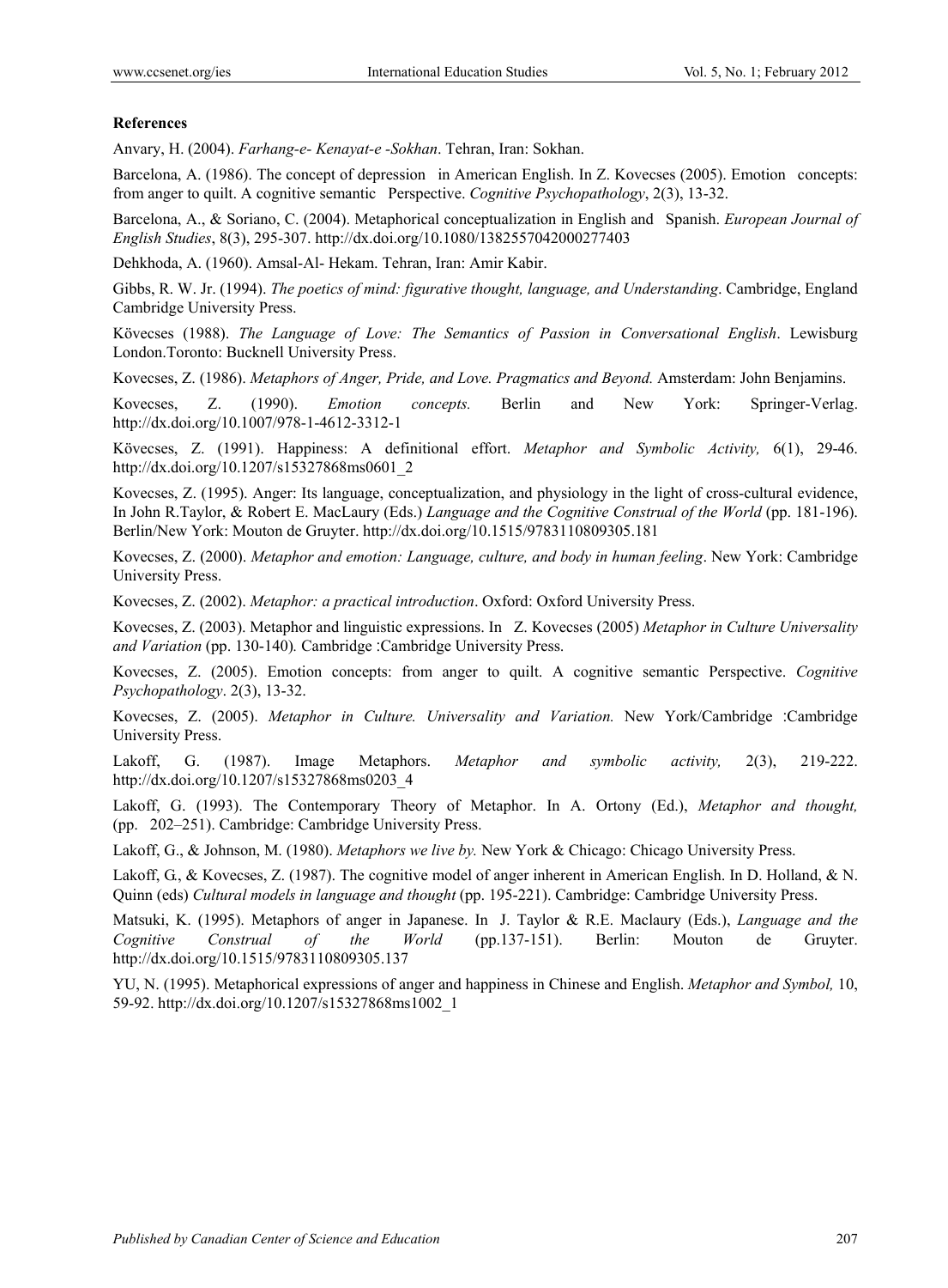**References**

Anvary, H. (2004). *Farhang-e- Kenayat-e -Sokhan*. Tehran, Iran: Sokhan.

Barcelona, A. (1986). The concept of depression in American English. In Z. Kovecses (2005). Emotion concepts: from anger to quilt. A cognitive semantic Perspective. *Cognitive Psychopathology*, 2(3), 13-32.

Barcelona, A., & Soriano, C. (2004). Metaphorical conceptualization in English and Spanish. *European Journal of English Studies*, 8(3), 295-307. http://dx.doi.org/10.1080/1382557042000277403

Dehkhoda, A. (1960). Amsal-Al- Hekam. Tehran, Iran: Amir Kabir.

Gibbs, R. W. Jr. (1994). *The poetics of mind: figurative thought, language, and Understanding*. Cambridge, England Cambridge University Press.

Kövecses (1988). *The Language of Love: The Semantics of Passion in Conversational English*. Lewisburg London.Toronto: Bucknell University Press.

Kovecses, Z. (1986). *Metaphors of Anger, Pride, and Love. Pragmatics and Beyond.* Amsterdam: John Benjamins.

Kovecses, Z. (1990). *Emotion concepts.* Berlin and New York: Springer-Verlag. http://dx.doi.org/10.1007/978-1-4612-3312-1

Kövecses, Z. (1991). Happiness: A definitional effort. *Metaphor and Symbolic Activity,* 6(1), 29-46. http://dx.doi.org/10.1207/s15327868ms0601_2

Kovecses, Z. (1995). Anger: Its language, conceptualization, and physiology in the light of cross-cultural evidence, In John R.Taylor, & Robert E. MacLaury (Eds.) *Language and the Cognitive Construal of the World* (pp. 181-196). Berlin/New York: Mouton de Gruyter. http://dx.doi.org/10.1515/9783110809305.181

Kovecses, Z. (2000). *Metaphor and emotion: Language, culture, and body in human feeling*. New York: Cambridge University Press.

Kovecses, Z. (2002). *Metaphor: a practical introduction*. Oxford: Oxford University Press.

Kovecses, Z. (2003). Metaphor and linguistic expressions. In Z. Kovecses (2005) *Metaphor in Culture Universality and Variation* (pp. 130-140)*.* Cambridge :Cambridge University Press.

Kovecses, Z. (2005). Emotion concepts: from anger to quilt. A cognitive semantic Perspective. *Cognitive Psychopathology*. 2(3), 13-32.

Kovecses, Z. (2005). *Metaphor in Culture. Universality and Variation.* New York/Cambridge :Cambridge University Press.

Lakoff, G. (1987). Image Metaphors. *Metaphor and symbolic activity,* 2(3), 219-222. http://dx.doi.org/10.1207/s15327868ms0203_4

Lakoff, G. (1993). The Contemporary Theory of Metaphor. In A. Ortony (Ed.), *Metaphor and thought,* (pp. 202–251). Cambridge: Cambridge University Press.

Lakoff, G., & Johnson, M. (1980). *Metaphors we live by.* New York & Chicago: Chicago University Press.

Lakoff, G., & Kovecses, Z. (1987). The cognitive model of anger inherent in American English. In D. Holland, & N. Quinn (eds) *Cultural models in language and thought* (pp. 195-221). Cambridge: Cambridge University Press.

Matsuki, K. (1995). Metaphors of anger in Japanese. In J. Taylor & R.E. Maclaury (Eds.), *Language and the Cognitive Construal of the World* (pp.137-151). Berlin: Mouton de Gruyter. http://dx.doi.org/10.1515/9783110809305.137

YU, N. (1995). Metaphorical expressions of anger and happiness in Chinese and English. *Metaphor and Symbol,* 10, 59-92. http://dx.doi.org/10.1207/s15327868ms1002_1